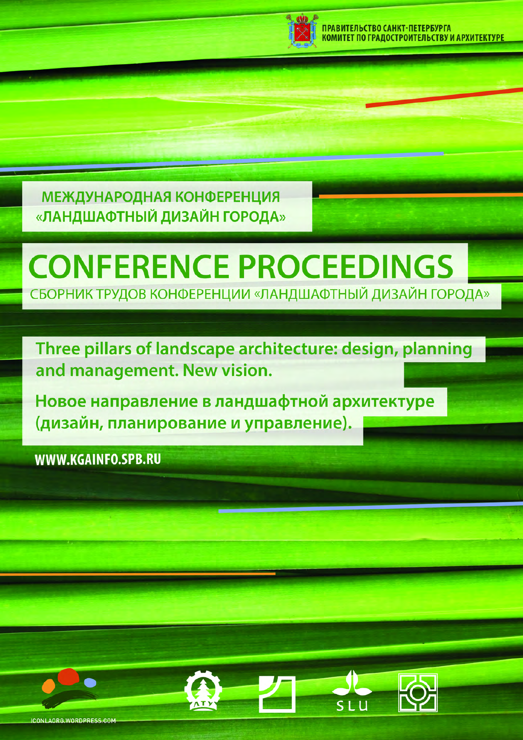ПРАВИТЕЛЬСТВО САНКТ-ПЕТЕРБУРГА
КОМИТЕТ ПО ГРАДОСТРОИТЕЛЬСТВУ И АРХИТЕКТУРЕ

МЕЖДУНАРОДНАЯ КОНФЕРЕНЦИЯ
«ЛАНДШАФТНЫЙ ДИЗАЙН ГОРОДА»

# CONFERENCE PROCEEDINGS

СБОРНИК ТРУДОВ КОНФЕРЕНЦИИ «ЛАНДШАФТНЫЙ ДИЗАЙН ГОРОДА»

## Three pillars of landscape architecture: design, planning and management. New vision.

## Новое направление в ландшафтной архитектуре (дизайн, планирование и управление).

WWW.KGAINFO.SPB.RU

ЛТУ

SLU

ICONLAORG.WORDPRESS.COM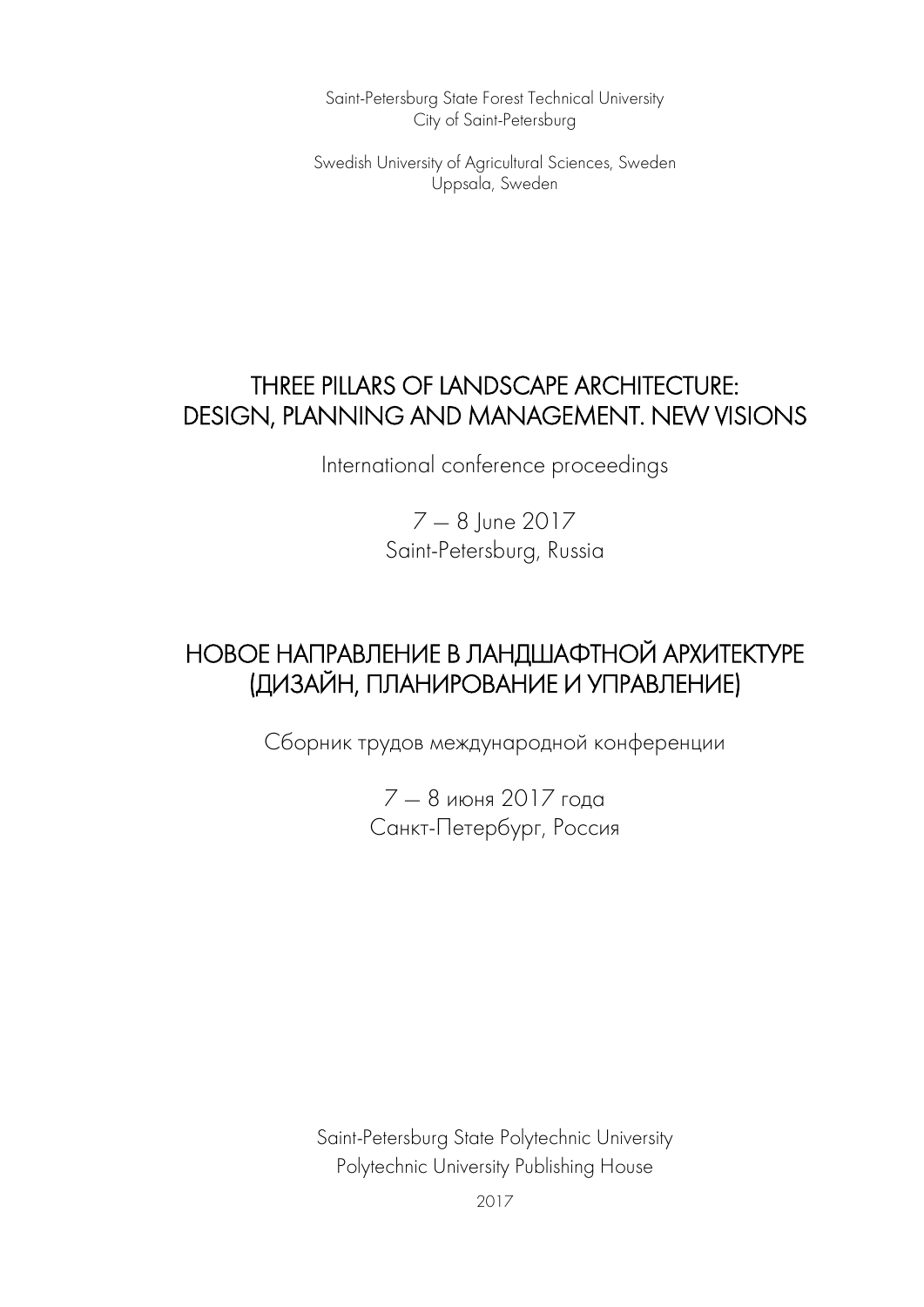Saint-Petersburg State Forest Technical University
City of Saint-Petersburg

Swedish University of Agricultural Sciences, Sweden
Uppsala, Sweden

# THREE PILLARS OF LANDSCAPE ARCHITECTURE: DESIGN, PLANNING AND MANAGEMENT. NEW VISIONS

International conference proceedings

7 — 8 June 2017
Saint-Petersburg, Russia

# НОВОЕ НАПРАВЛЕНИЕ В ЛАНДШАФТНОЙ АРХИТЕКТУРЕ (ДИЗАЙН, ПЛАНИРОВАНИЕ И УПРАВЛЕНИЕ)

Сборник трудов международной конференции

7 — 8 июня 2017 года
Санкт-Петербург, Россия

Saint-Petersburg State Polytechnic University
Polytechnic University Publishing House

2017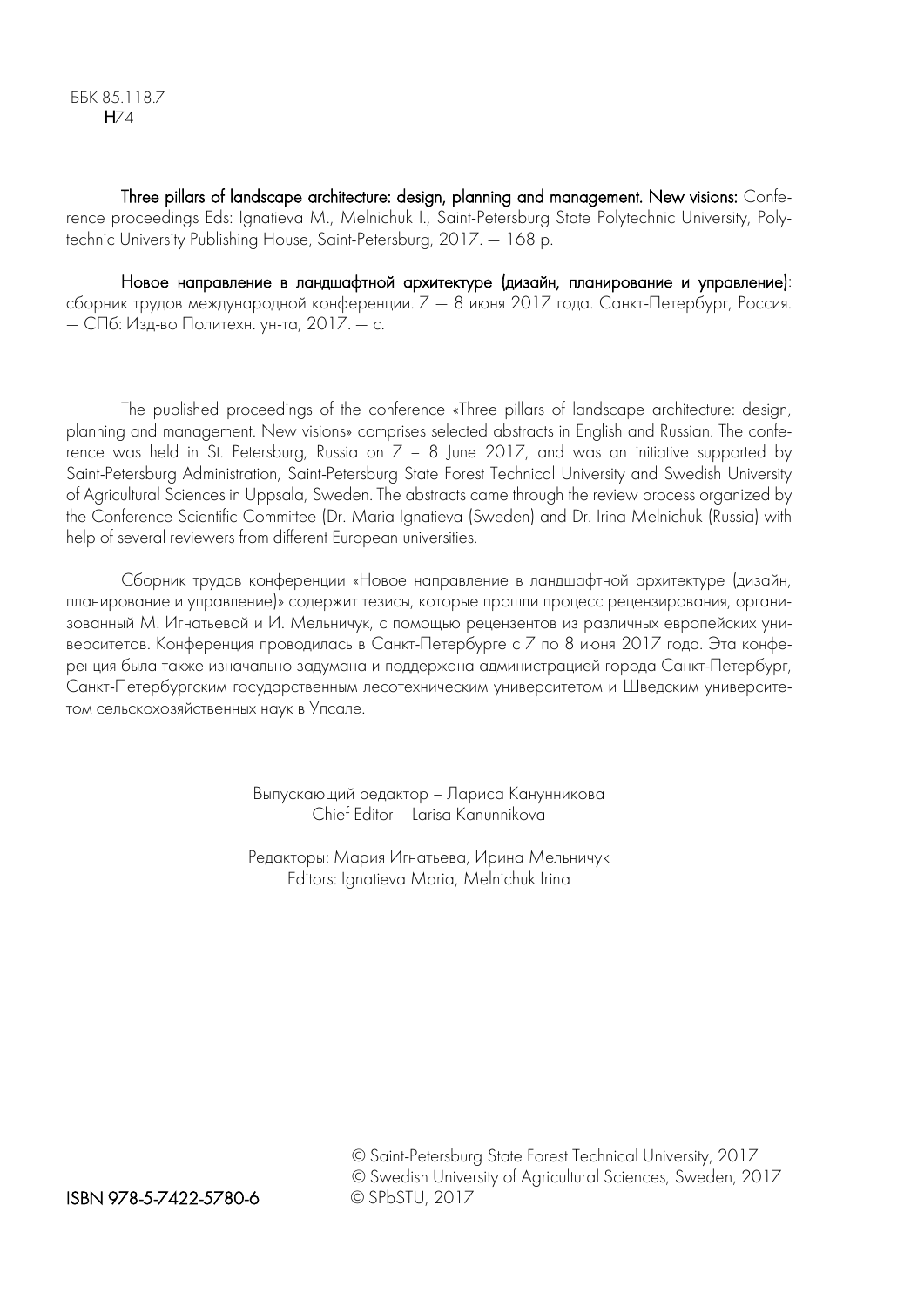ББК 85.118.7
Н74

**Three pillars of landscape architecture: design, planning and management. New visions:** Conference proceedings Eds: Ignatieva M., Melnichuk I., Saint-Petersburg State Polytechnic University, Polytechnic University Publishing House, Saint-Petersburg, 2017. — 168 p.

**Новое направление в ландшафтной архитектуре (дизайн, планирование и управление)**: сборник трудов международной конференции. 7 — 8 июня 2017 года. Санкт-Петербург, Россия. — СПб: Изд-во Политехн. ун-та, 2017. — с.

The published proceedings of the conference «Three pillars of landscape architecture: design, planning and management. New visions» comprises selected abstracts in English and Russian. The conference was held in St. Petersburg, Russia on 7 – 8 June 2017, and was an initiative supported by Saint-Petersburg Administration, Saint-Petersburg State Forest Technical University and Swedish University of Agricultural Sciences in Uppsala, Sweden. The abstracts came through the review process organized by the Conference Scientific Committee (Dr. Maria Ignatieva (Sweden) and Dr. Irina Melnichuk (Russia) with help of several reviewers from different European universities.

Сборник трудов конференции «Новое направление в ландшафтной архитектуре (дизайн, планирование и управление)» содержит тезисы, которые прошли процесс рецензирования, организованный М. Игнатьевой и И. Мельничук, с помощью рецензентов из различных европейских университетов. Конференция проводилась в Санкт-Петербурге с 7 по 8 июня 2017 года. Эта конференция была также изначально задумана и поддержана администрацией города Санкт-Петербург, Санкт-Петербургским государственным лесотехническим университетом и Шведским университетом сельскохозяйственных наук в Упсале.

Выпускающий редактор – Лариса Канунникова
Chief Editor – Larisa Kanunnikova

Редакторы: Мария Игнатьева, Ирина Мельничук
Editors: Ignatieva Maria, Melnichuk Irina

ISBN 978-5-7422-5780-6

© Saint-Petersburg State Forest Technical University, 2017
© Swedish University of Agricultural Sciences, Sweden, 2017
© SPbSTU, 2017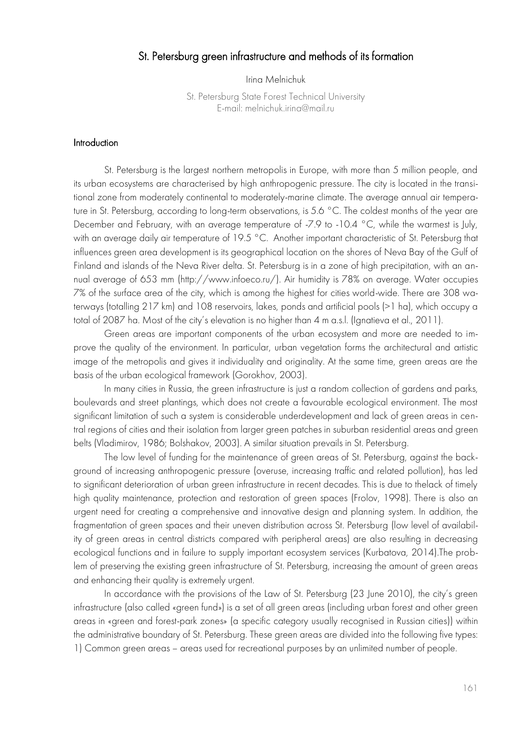# St. Petersburg green infrastructure and methods of its formation

Irina Melnichuk

St. Petersburg State Forest Technical University
E-mail: melnichuk.irina@mail.ru

## Introduction

St. Petersburg is the largest northern metropolis in Europe, with more than 5 million people, and its urban ecosystems are characterised by high anthropogenic pressure. The city is located in the transitional zone from moderately continental to moderately-marine climate. The average annual air temperature in St. Petersburg, according to long-term observations, is 5.6 °C. The coldest months of the year are December and February, with an average temperature of -7.9 to -10.4 °C, while the warmest is July, with an average daily air temperature of 19.5 °C. Another important characteristic of St. Petersburg that influences green area development is its geographical location on the shores of Neva Bay of the Gulf of Finland and islands of the Neva River delta. St. Petersburg is in a zone of high precipitation, with an annual average of 653 mm (http://www.infoeco.ru/). Air humidity is 78% on average. Water occupies 7% of the surface area of the city, which is among the highest for cities world-wide. There are 308 waterways (totalling 217 km) and 108 reservoirs, lakes, ponds and artificial pools (>1 ha), which occupy a total of 2087 ha. Most of the city's elevation is no higher than 4 m a.s.l. (Ignatieva et al., 2011).

Green areas are important components of the urban ecosystem and more are needed to improve the quality of the environment. In particular, urban vegetation forms the architectural and artistic image of the metropolis and gives it individuality and originality. At the same time, green areas are the basis of the urban ecological framework (Gorokhov, 2003).

In many cities in Russia, the green infrastructure is just a random collection of gardens and parks, boulevards and street plantings, which does not create a favourable ecological environment. The most significant limitation of such a system is considerable underdevelopment and lack of green areas in central regions of cities and their isolation from larger green patches in suburban residential areas and green belts (Vladimirov, 1986; Bolshakov, 2003). A similar situation prevails in St. Petersburg.

The low level of funding for the maintenance of green areas of St. Petersburg, against the background of increasing anthropogenic pressure (overuse, increasing traffic and related pollution), has led to significant deterioration of urban green infrastructure in recent decades. This is due to thelack of timely high quality maintenance, protection and restoration of green spaces (Frolov, 1998). There is also an urgent need for creating a comprehensive and innovative design and planning system. In addition, the fragmentation of green spaces and their uneven distribution across St. Petersburg (low level of availability of green areas in central districts compared with peripheral areas) are also resulting in decreasing ecological functions and in failure to supply important ecosystem services (Kurbatova, 2014).The problem of preserving the existing green infrastructure of St. Petersburg, increasing the amount of green areas and enhancing their quality is extremely urgent.

In accordance with the provisions of the Law of St. Petersburg (23 June 2010), the city's green infrastructure (also called «green fund») is a set of all green areas (including urban forest and other green areas in «green and forest-park zones» (a specific category usually recognised in Russian cities)) within the administrative boundary of St. Petersburg. These green areas are divided into the following five types:

1) Common green areas – areas used for recreational purposes by an unlimited number of people.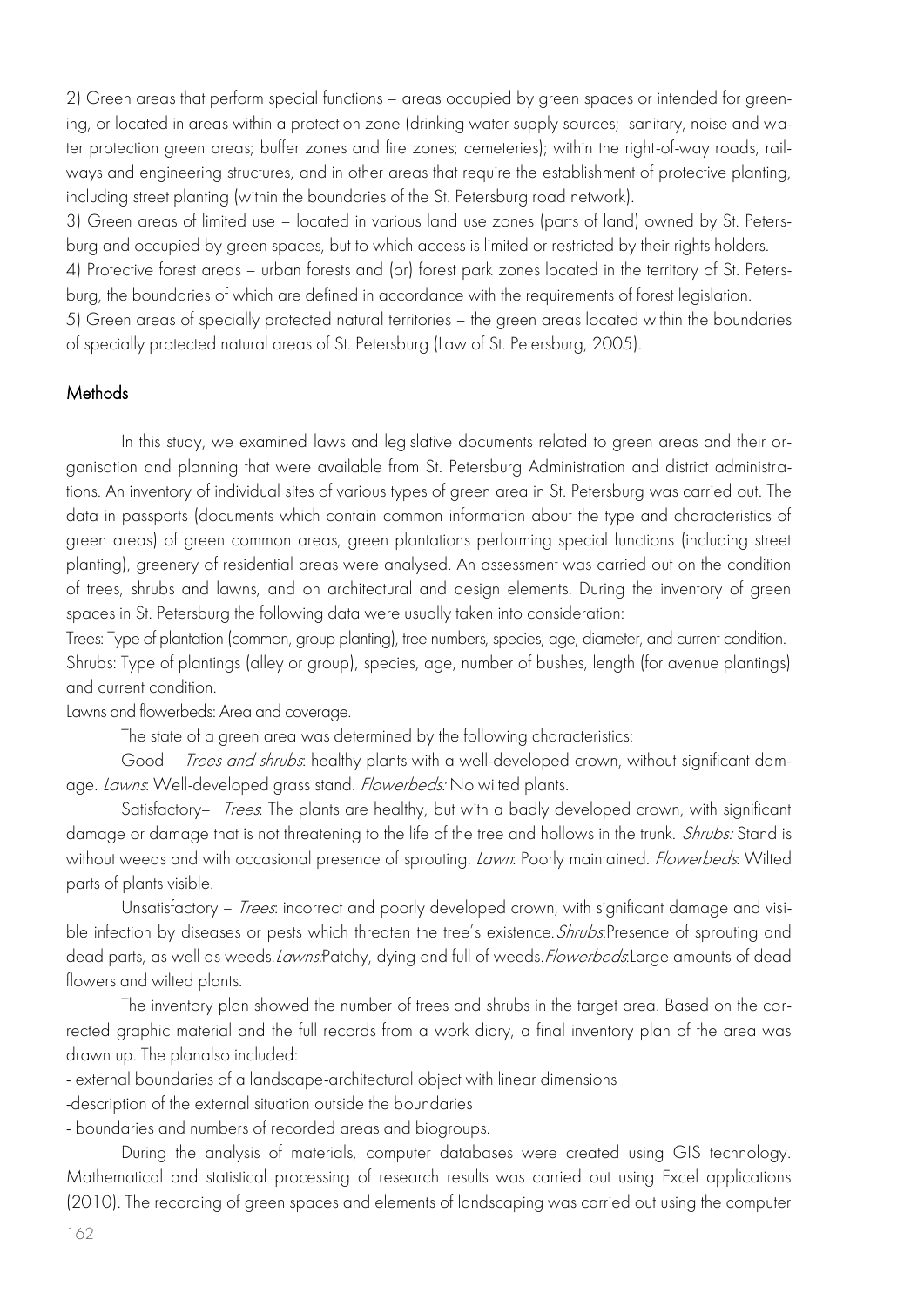2) Green areas that perform special functions – areas occupied by green spaces or intended for greening, or located in areas within a protection zone (drinking water supply sources; sanitary, noise and water protection green areas; buffer zones and fire zones; cemeteries); within the right-of-way roads, railways and engineering structures, and in other areas that require the establishment of protective planting, including street planting (within the boundaries of the St. Petersburg road network).

3) Green areas of limited use – located in various land use zones (parts of land) owned by St. Petersburg and occupied by green spaces, but to which access is limited or restricted by their rights holders.

4) Protective forest areas – urban forests and (or) forest park zones located in the territory of St. Petersburg, the boundaries of which are defined in accordance with the requirements of forest legislation.

5) Green areas of specially protected natural territories – the green areas located within the boundaries of specially protected natural areas of St. Petersburg (Law of St. Petersburg, 2005).

## Methods

In this study, we examined laws and legislative documents related to green areas and their organisation and planning that were available from St. Petersburg Administration and district administrations. An inventory of individual sites of various types of green area in St. Petersburg was carried out. The data in passports (documents which contain common information about the type and characteristics of green areas) of green common areas, green plantations performing special functions (including street planting), greenery of residential areas were analysed. An assessment was carried out on the condition of trees, shrubs and lawns, and on architectural and design elements. During the inventory of green spaces in St. Petersburg the following data were usually taken into consideration:

Trees: Type of plantation (common, group planting), tree numbers, species, age, diameter, and current condition.

Shrubs: Type of plantings (alley or group), species, age, number of bushes, length (for avenue plantings) and current condition.

Lawns and flowerbeds: Area and coverage.

The state of a green area was determined by the following characteristics:

Good – *Trees and shrubs*: healthy plants with a well-developed crown, without significant damage. *Lawns*: Well-developed grass stand. *Flowerbeds:* No wilted plants.

Satisfactory– *Trees*: The plants are healthy, but with a badly developed crown, with significant damage or damage that is not threatening to the life of the tree and hollows in the trunk. *Shrubs:* Stand is without weeds and with occasional presence of sprouting. *Lawn*: Poorly maintained. *Flowerbeds*: Wilted parts of plants visible.

Unsatisfactory – *Trees*: incorrect and poorly developed crown, with significant damage and visible infection by diseases or pests which threaten the tree's existence. *Shrubs*:Presence of sprouting and dead parts, as well as weeds. *Lawns*:Patchy, dying and full of weeds. *Flowerbeds*:Large amounts of dead flowers and wilted plants.

The inventory plan showed the number of trees and shrubs in the target area. Based on the corrected graphic material and the full records from a work diary, a final inventory plan of the area was drawn up. The planalso included:

- external boundaries of a landscape-architectural object with linear dimensions
- description of the external situation outside the boundaries
- boundaries and numbers of recorded areas and biogroups.

During the analysis of materials, computer databases were created using GIS technology. Mathematical and statistical processing of research results was carried out using Excel applications (2010). The recording of green spaces and elements of landscaping was carried out using the computer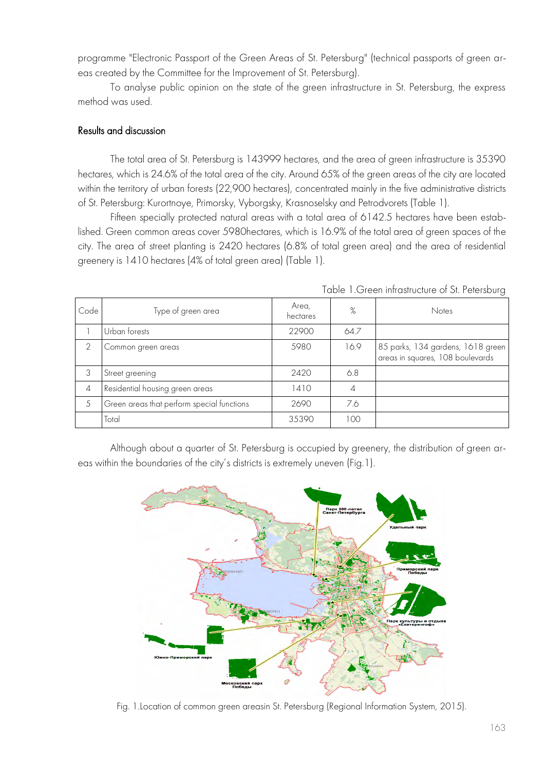programme "Electronic Passport of the Green Areas of St. Petersburg" (technical passports of green areas created by the Committee for the Improvement of St. Petersburg).

To analyse public opinion on the state of the green infrastructure in St. Petersburg, the express method was used.

## Results and discussion

The total area of St. Petersburg is 143999 hectares, and the area of green infrastructure is 35390 hectares, which is 24.6% of the total area of the city. Around 65% of the green areas of the city are located within the territory of urban forests (22,900 hectares), concentrated mainly in the five administrative districts of St. Petersburg: Kurortnoye, Primorsky, Vyborgsky, Krasnoselsky and Petrodvorets (Table 1).

Fifteen specially protected natural areas with a total area of 6142.5 hectares have been established. Green common areas cover 5980hectares, which is 16.9% of the total area of green spaces of the city. The area of street planting is 2420 hectares (6.8% of total green area) and the area of residential greenery is 1410 hectares (4% of total green area) (Table 1).

Table 1.Green infrastructure of St. Petersburg

| Code | Type of green area | Area, hectares | % | Notes |
|---|---|---|---|---|
| 1 | Urban forests | 22900 | 64.7 | |
| 2 | Common green areas | 5980 | 16.9 | 85 parks, 134 gardens, 1618 green areas in squares, 108 boulevards |
| 3 | Street greening | 2420 | 6.8 | |
| 4 | Residential housing green areas | 1410 | 4 | |
| 5 | Green areas that perform special functions | 2690 | 7.6 | |
| | Total | 35390 | 100 | |

Although about a quarter of St. Petersburg is occupied by greenery, the distribution of green areas within the boundaries of the city's districts is extremely uneven (Fig.1).

Парк 300-летия Санкт-Петербурга
Удельный парк
Приморский парк Победы
Парк культуры и отдыха «Екатерингоф»
Южно-Приморский парк
Московский парк Победы

Fig. 1.Location of common green areasin St. Petersburg (Regional Information System, 2015).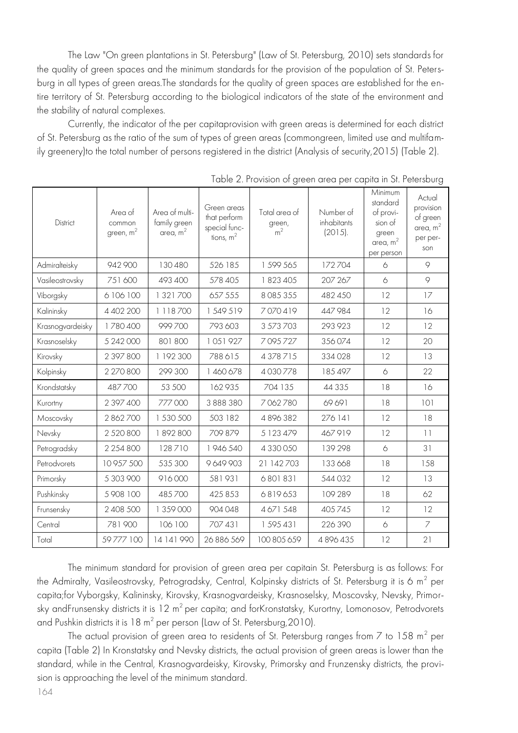The Law "On green plantations in St. Petersburg" (Law of St. Petersburg, 2010) sets standards for the quality of green spaces and the minimum standards for the provision of the population of St. Petersburg in all types of green areas.The standards for the quality of green spaces are established for the entire territory of St. Petersburg according to the biological indicators of the state of the environment and the stability of natural complexes.

Currently, the indicator of the per capitaprovision with green areas is determined for each district of St. Petersburg as the ratio of the sum of types of green areas (commongreen, limited use and multifamily greenery)to the total number of persons registered in the district (Analysis of security,2015) (Table 2).

Table 2. Provision of green area per capita in St. Petersburg

| District | Area of common green, $m^2$ | Area of multi-family green area, $m^2$ | Green areas that perform special functions, $m^2$ | Total area of green, $m^2$ | Number of inhabitants (2015). | Minimum standard of provision of green area, $m^2$ per person | Actual provision of green area, $m^2$ per person |
|---|---|---|---|---|---|---|---|
| Admiralteisky | 942 900 | 130 480 | 526 185 | 1 599 565 | 172 704 | 6 | 9 |
| Vasileostrovsky | 751 600 | 493 400 | 578 405 | 1 823 405 | 207 267 | 6 | 9 |
| Viborgsky | 6 106 100 | 1 321 700 | 657 555 | 8 085 355 | 482 450 | 12 | 17 |
| Kalininsky | 4 402 200 | 1 118 700 | 1 549 519 | 7 070 419 | 447 984 | 12 | 16 |
| Krasnogvardeisky | 1 780 400 | 999 700 | 793 603 | 3 573 703 | 293 923 | 12 | 12 |
| Krasnoselsky | 5 242 000 | 801 800 | 1 051 927 | 7 095 727 | 356 074 | 12 | 20 |
| Kirovsky | 2 397 800 | 1 192 300 | 788 615 | 4 378 715 | 334 028 | 12 | 13 |
| Kolpinsky | 2 270 800 | 299 300 | 1 460 678 | 4 030 778 | 185 497 | 6 | 22 |
| Krondstatsky | 487 700 | 53 500 | 162 935 | 704 135 | 44 335 | 18 | 16 |
| Kurortny | 2 397 400 | 777 000 | 3 888 380 | 7 062 780 | 69 691 | 18 | 101 |
| Moscovsky | 2 862 700 | 1 530 500 | 503 182 | 4 896 382 | 276 141 | 12 | 18 |
| Nevsky | 2 520 800 | 1 892 800 | 709 879 | 5 123 479 | 467 919 | 12 | 11 |
| Petrogradsky | 2 254 800 | 128 710 | 1 946 540 | 4 330 050 | 139 298 | 6 | 31 |
| Petrodvorets | 10 957 500 | 535 300 | 9 649 903 | 21 142 703 | 133 668 | 18 | 158 |
| Primorsky | 5 303 900 | 916 000 | 581 931 | 6 801 831 | 544 032 | 12 | 13 |
| Pushkinsky | 5 908 100 | 485 700 | 425 853 | 6 819 653 | 109 289 | 18 | 62 |
| Frunsensky | 2 408 500 | 1 359 000 | 904 048 | 4 671 548 | 405 745 | 12 | 12 |
| Central | 781 900 | 106 100 | 707 431 | 1 595 431 | 226 390 | 6 | 7 |
| Total | 59 777 100 | 14 141 990 | 26 886 569 | 100 805 659 | 4 896 435 | 12 | 21 |

The minimum standard for provision of green area per capitain St. Petersburg is as follows: For the Admiralty, Vasileostrovsky, Petrogradsky, Central, Kolpinsky districts of St. Petersburg it is 6 $m^2$ per capita;for Vyborgsky, Kalininsky, Kirovsky, Krasnogvardeisky, Krasnoselsky, Moscovsky, Nevsky, Primorsky andFrunsensky districts it is 12 $m^2$ per capita; and forKronstatsky, Kurortny, Lomonosov, Petrodvorets and Pushkin districts it is 18 $m^2$ per person (Law of St. Petersburg,2010).

The actual provision of green area to residents of St. Petersburg ranges from 7 to 158 $m^2$ per capita (Table 2) In Kronstatsky and Nevsky districts, the actual provision of green areas is lower than the standard, while in the Central, Krasnogvardeisky, Kirovsky, Primorsky and Frunzensky districts, the provision is approaching the level of the minimum standard.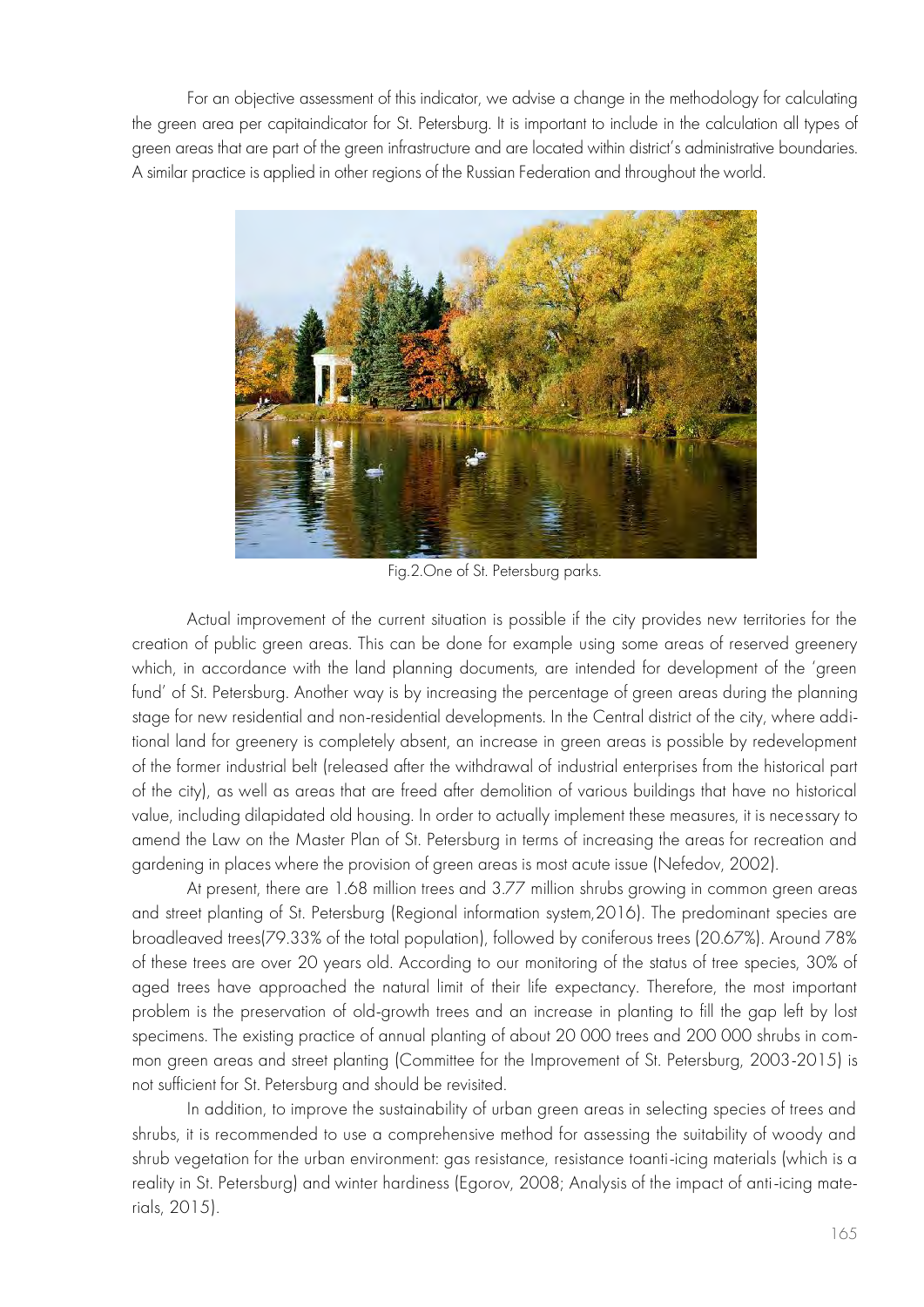For an objective assessment of this indicator, we advise a change in the methodology for calculating the green area per capitaindicator for St. Petersburg. It is important to include in the calculation all types of green areas that are part of the green infrastructure and are located within district's administrative boundaries. A similar practice is applied in other regions of the Russian Federation and throughout the world.

Fig.2.One of St. Petersburg parks.

Actual improvement of the current situation is possible if the city provides new territories for the creation of public green areas. This can be done for example using some areas of reserved greenery which, in accordance with the land planning documents, are intended for development of the 'green fund' of St. Petersburg. Another way is by increasing the percentage of green areas during the planning stage for new residential and non-residential developments. In the Central district of the city, where additional land for greenery is completely absent, an increase in green areas is possible by redevelopment of the former industrial belt (released after the withdrawal of industrial enterprises from the historical part of the city), as well as areas that are freed after demolition of various buildings that have no historical value, including dilapidated old housing. In order to actually implement these measures, it is necessary to amend the Law on the Master Plan of St. Petersburg in terms of increasing the areas for recreation and gardening in places where the provision of green areas is most acute issue (Nefedov, 2002).

At present, there are 1.68 million trees and 3.77 million shrubs growing in common green areas and street planting of St. Petersburg (Regional information system,2016). The predominant species are broadleaved trees(79.33% of the total population), followed by coniferous trees (20.67%). Around 78% of these trees are over 20 years old. According to our monitoring of the status of tree species, 30% of aged trees have approached the natural limit of their life expectancy. Therefore, the most important problem is the preservation of old-growth trees and an increase in planting to fill the gap left by lost specimens. The existing practice of annual planting of about 20 000 trees and 200 000 shrubs in common green areas and street planting (Committee for the Improvement of St. Petersburg, 2003-2015) is not sufficient for St. Petersburg and should be revisited.

In addition, to improve the sustainability of urban green areas in selecting species of trees and shrubs, it is recommended to use a comprehensive method for assessing the suitability of woody and shrub vegetation for the urban environment: gas resistance, resistance toanti-icing materials (which is a reality in St. Petersburg) and winter hardiness (Egorov, 2008; Analysis of the impact of anti-icing materials, 2015).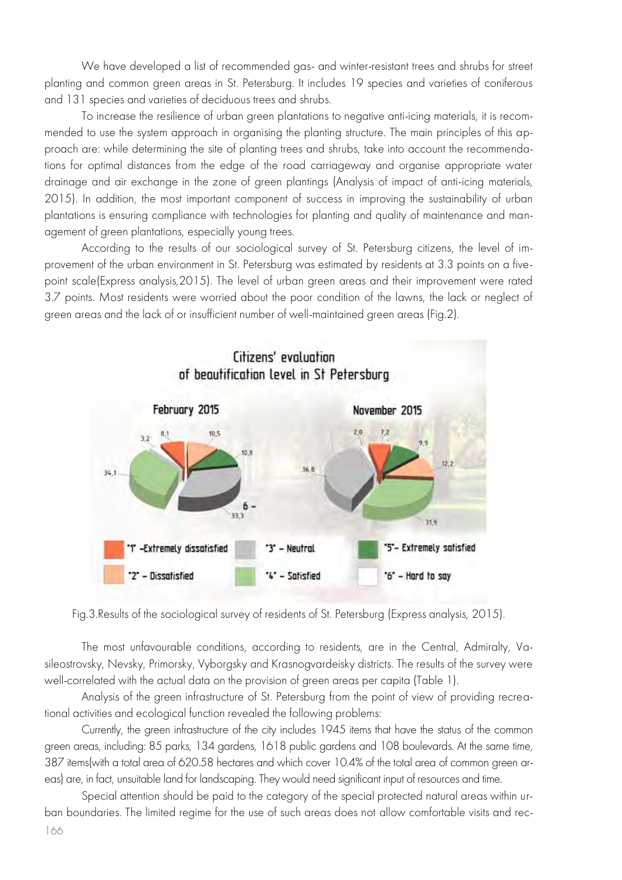We have developed a list of recommended gas- and winter-resistant trees and shrubs for street planting and common green areas in St. Petersburg. It includes 19 species and varieties of coniferous and 131 species and varieties of deciduous trees and shrubs.

To increase the resilience of urban green plantations to negative anti-icing materials, it is recommended to use the system approach in organising the planting structure. The main principles of this approach are: while determining the site of planting trees and shrubs, take into account the recommendations for optimal distances from the edge of the road carriageway and organise appropriate water drainage and air exchange in the zone of green plantings (Analysis of impact of anti-icing materials, 2015). In addition, the most important component of success in improving the sustainability of urban plantations is ensuring compliance with technologies for planting and quality of maintenance and management of green plantations, especially young trees.

According to the results of our sociological survey of St. Petersburg citizens, the level of improvement of the urban environment in St. Petersburg was estimated by residents at 3.3 points on a five-point scale(Express analysis,2015). The level of urban green areas and their improvement were rated 3.7 points. Most residents were worried about the poor condition of the lawns, the lack or neglect of green areas and the lack of or insufficient number of well-maintained green areas (Fig.2).

Citizens' evaluation
of beautification level in St Petersburg

February 2015

3,2
8,1
10,5
10,8
34,1
6 -
33,3

November 2015

2,0
7,2
9,9
36,8
12,2
31,9

"1" -Extremely dissatisfied
"2" - Dissatisfied
"3" - Neutral
"4" - Satisfied
"5"- Extremely satisfied
"6" - Hard to say

Fig.3.Results of the sociological survey of residents of St. Petersburg (Express analysis, 2015).

The most unfavourable conditions, according to residents, are in the Central, Admiralty, Vasileostrovsky, Nevsky, Primorsky, Vyborgsky and Krasnogvardeisky districts. The results of the survey were well-correlated with the actual data on the provision of green areas per capita (Table 1).

Analysis of the green infrastructure of St. Petersburg from the point of view of providing recreational activities and ecological function revealed the following problems:

Currently, the green infrastructure of the city includes 1945 items that have the status of the common green areas, including: 85 parks, 134 gardens, 1618 public gardens and 108 boulevards. At the same time, 387 items(with a total area of 620.58 hectares and which cover 10.4% of the total area of common green areas) are, in fact, unsuitable land for landscaping. They would need significant input of resources and time.

Special attention should be paid to the category of the special protected natural areas within urban boundaries. The limited regime for the use of such areas does not allow comfortable visits and rec-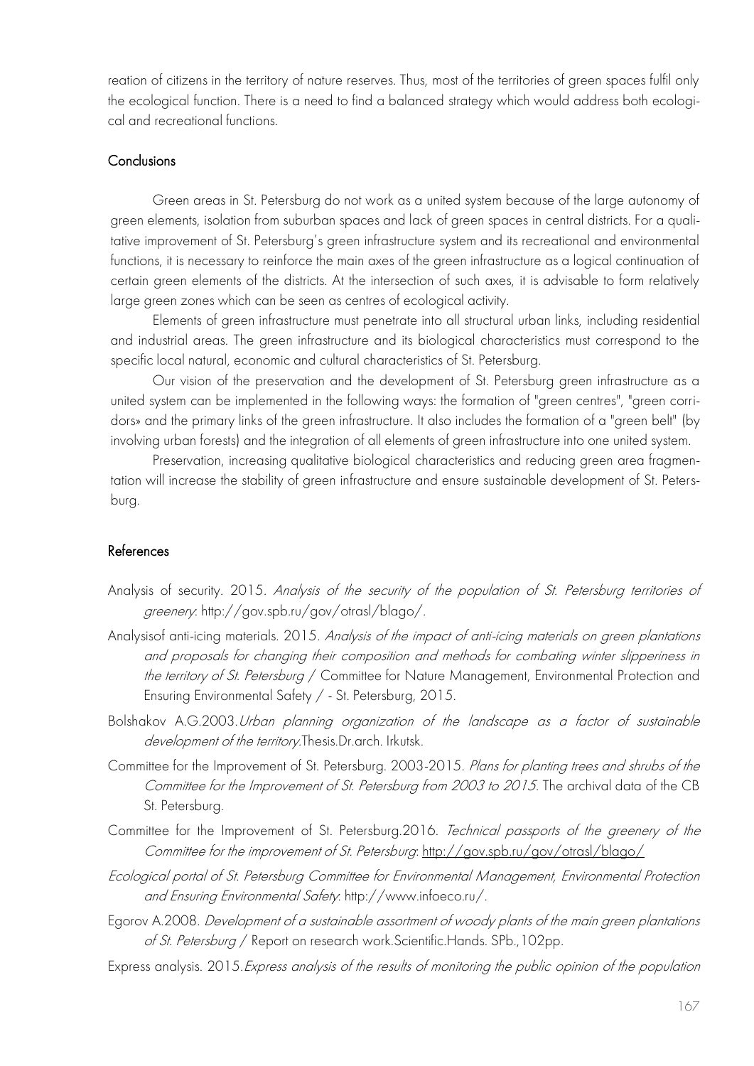reation of citizens in the territory of nature reserves. Thus, most of the territories of green spaces fulfil only the ecological function. There is a need to find a balanced strategy which would address both ecological and recreational functions.

## Conclusions

Green areas in St. Petersburg do not work as a united system because of the large autonomy of green elements, isolation from suburban spaces and lack of green spaces in central districts. For a qualitative improvement of St. Petersburg's green infrastructure system and its recreational and environmental functions, it is necessary to reinforce the main axes of the green infrastructure as a logical continuation of certain green elements of the districts. At the intersection of such axes, it is advisable to form relatively large green zones which can be seen as centres of ecological activity.

Elements of green infrastructure must penetrate into all structural urban links, including residential and industrial areas. The green infrastructure and its biological characteristics must correspond to the specific local natural, economic and cultural characteristics of St. Petersburg.

Our vision of the preservation and the development of St. Petersburg green infrastructure as a united system can be implemented in the following ways: the formation of "green centres", "green corridors» and the primary links of the green infrastructure. It also includes the formation of a "green belt" (by involving urban forests) and the integration of all elements of green infrastructure into one united system.

Preservation, increasing qualitative biological characteristics and reducing green area fragmentation will increase the stability of green infrastructure and ensure sustainable development of St. Petersburg.

## References

Analysis of security. 2015. *Analysis of the security of the population of St. Petersburg territories of greenery*: http://gov.spb.ru/gov/otrasl/blago/.

Analysisof anti-icing materials. 2015. *Analysis of the impact of anti-icing materials on green plantations and proposals for changing their composition and methods for combating winter slipperiness in the territory of St. Petersburg* / Committee for Nature Management, Environmental Protection and Ensuring Environmental Safety / - St. Petersburg, 2015.

Bolshakov A.G.2003.*Urban planning organization of the landscape as a factor of sustainable development of the territory*.Thesis.Dr.arch. Irkutsk.

Committee for the Improvement of St. Petersburg. 2003-2015. *Plans for planting trees and shrubs of the Committee for the Improvement of St. Petersburg from 2003 to 2015*. The archival data of the CB St. Petersburg.

Committee for the Improvement of St. Petersburg.2016. *Technical passports of the greenery of the Committee for the improvement of St. Petersburg*: http://gov.spb.ru/gov/otrasl/blago/

*Ecological portal of St. Petersburg Committee for Environmental Management, Environmental Protection and Ensuring Environmental Safety*: http://www.infoeco.ru/.

Egorov A.2008. *Development of a sustainable assortment of woody plants of the main green plantations of St. Petersburg* / Report on research work.Scientific.Hands. SPb.,102pp.

Express analysis. 2015.*Express analysis of the results of monitoring the public opinion of the population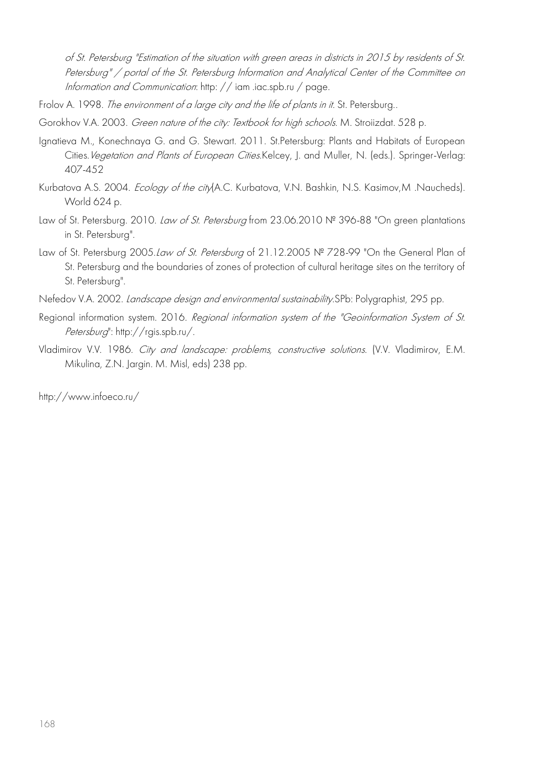*of St. Petersburg "Estimation of the situation with green areas in districts in 2015 by residents of St. Petersburg" / portal of the St. Petersburg Information and Analytical Center of the Committee on Information and Communication*: http: // iam .iac.spb.ru / page.

Frolov A. 1998. *The environment of a large city and the life of plants in it*. St. Petersburg..

Gorokhov V.A. 2003. *Green nature of the city: Textbook for high schools*. M. Stroiizdat. 528 p.

Ignatieva M., Konechnaya G. and G. Stewart. 2011. St.Petersburg: Plants and Habitats of European Cities.*Vegetation and Plants of European Cities*.Kelcey, J. and Muller, N. (eds.). Springer-Verlag: 407-452

Kurbatova A.S. 2004. *Ecology of the city*(A.C. Kurbatova, V.N. Bashkin, N.S. Kasimov,M .Naucheds). World 624 p.

Law of St. Petersburg. 2010. *Law of St. Petersburg* from 23.06.2010 № 396-88 "On green plantations in St. Petersburg".

Law of St. Petersburg 2005.*Law of St. Petersburg* of 21.12.2005 № 728-99 "On the General Plan of St. Petersburg and the boundaries of zones of protection of cultural heritage sites on the territory of St. Petersburg".

Nefedov V.A. 2002. *Landscape design and environmental sustainability*.SPb: Polygraphist, 295 pp.

Regional information system. 2016. *Regional information system of the "Geoinformation System of St. Petersburg*": http://rgis.spb.ru/.

Vladimirov V.V. 1986. *City and landscape: problems, constructive solutions*. (V.V. Vladimirov, E.M. Mikulina, Z.N. Jargin. M. Misl, eds) 238 pp.

http://www.infoeco.ru/